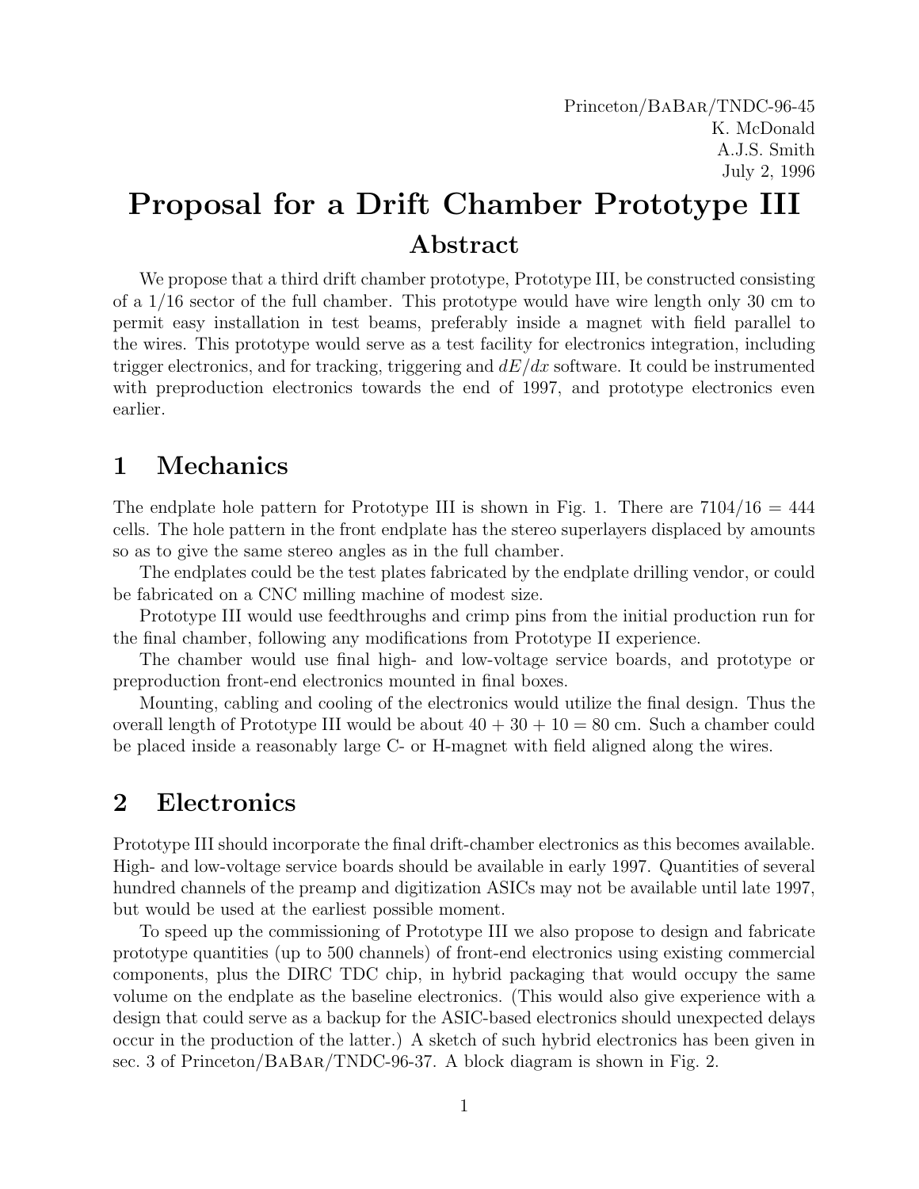Princeton/BaBar/TNDC-96-45
K. McDonald
A.J.S. Smith
July 2, 1996

# Proposal for a Drift Chamber Prototype III

## Abstract

We propose that a third drift chamber prototype, Prototype III, be constructed consisting of a 1/16 sector of the full chamber. This prototype would have wire length only 30 cm to permit easy installation in test beams, preferably inside a magnet with field parallel to the wires. This prototype would serve as a test facility for electronics integration, including trigger electronics, and for tracking, triggering and $dE/dx$ software. It could be instrumented with preproduction electronics towards the end of 1997, and prototype electronics even earlier.

## 1 Mechanics

The endplate hole pattern for Prototype III is shown in Fig. 1. There are $7104/16 = 444$ cells. The hole pattern in the front endplate has the stereo superlayers displaced by amounts so as to give the same stereo angles as in the full chamber.

The endplates could be the test plates fabricated by the endplate drilling vendor, or could be fabricated on a CNC milling machine of modest size.

Prototype III would use feedthroughs and crimp pins from the initial production run for the final chamber, following any modifications from Prototype II experience.

The chamber would use final high- and low-voltage service boards, and prototype or preproduction front-end electronics mounted in final boxes.

Mounting, cabling and cooling of the electronics would utilize the final design. Thus the overall length of Prototype III would be about $40 + 30 + 10 = 80$ cm. Such a chamber could be placed inside a reasonably large C- or H-magnet with field aligned along the wires.

## 2 Electronics

Prototype III should incorporate the final drift-chamber electronics as this becomes available. High- and low-voltage service boards should be available in early 1997. Quantities of several hundred channels of the preamp and digitization ASICs may not be available until late 1997, but would be used at the earliest possible moment.

To speed up the commissioning of Prototype III we also propose to design and fabricate prototype quantities (up to 500 channels) of front-end electronics using existing commercial components, plus the DIRC TDC chip, in hybrid packaging that would occupy the same volume on the endplate as the baseline electronics. (This would also give experience with a design that could serve as a backup for the ASIC-based electronics should unexpected delays occur in the production of the latter.) A sketch of such hybrid electronics has been given in sec. 3 of Princeton/BaBar/TNDC-96-37. A block diagram is shown in Fig. 2.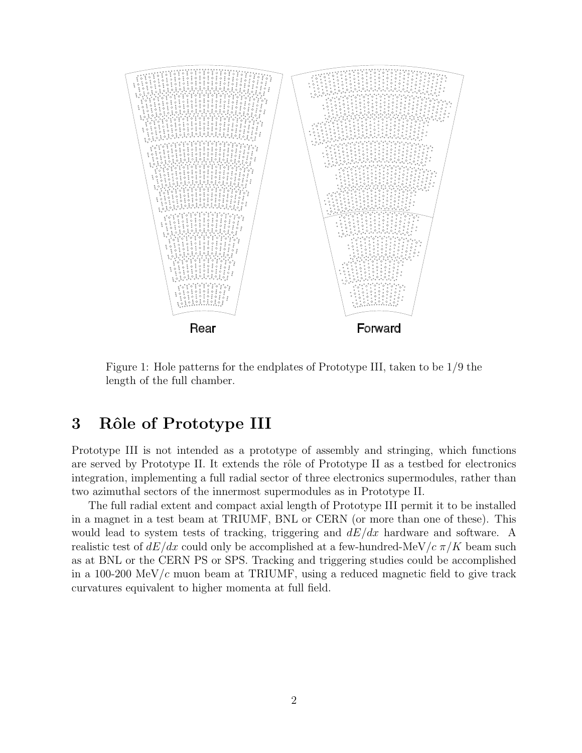Rear

Forward

Figure 1: Hole patterns for the endplates of Prototype III, taken to be 1/9 the length of the full chamber.

## 3 Rôle of Prototype III

Prototype III is not intended as a prototype of assembly and stringing, which functions are served by Prototype II. It extends the rôle of Prototype II as a testbed for electronics integration, implementing a full radial sector of three electronics supermodules, rather than two azimuthal sectors of the innermost supermodules as in Prototype II.

The full radial extent and compact axial length of Prototype III permit it to be installed in a magnet in a test beam at TRIUMF, BNL or CERN (or more than one of these). This would lead to system tests of tracking, triggering and $dE/dx$ hardware and software. A realistic test of $dE/dx$ could only be accomplished at a few-hundred-MeV/$c$ $\pi/K$ beam such as at BNL or the CERN PS or SPS. Tracking and triggering studies could be accomplished in a 100-200 MeV/$c$ muon beam at TRIUMF, using a reduced magnetic field to give track curvatures equivalent to higher momenta at full field.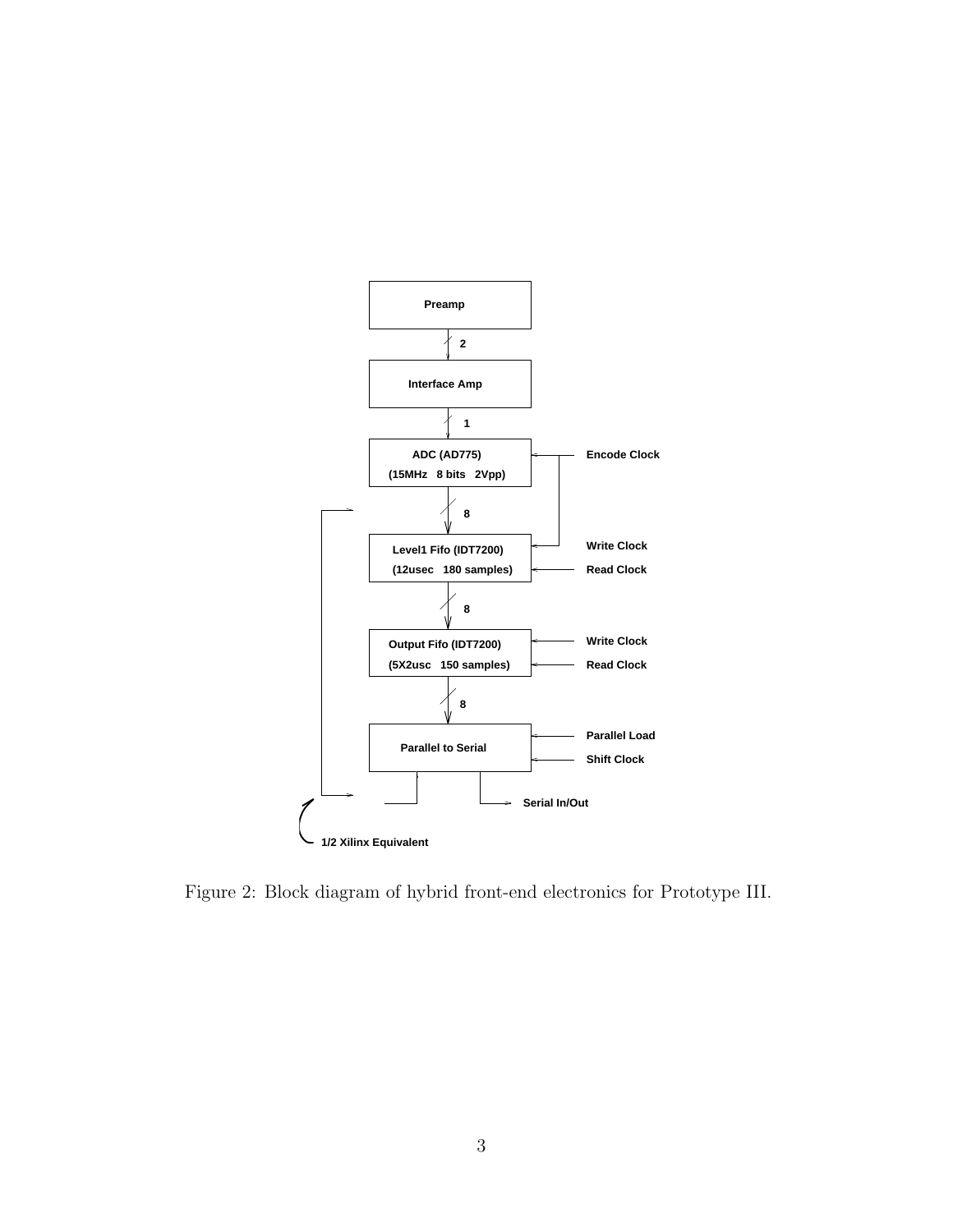Preamp

2

Interface Amp

1

ADC (AD775)
(15MHz 8 bits 2Vpp)

Encode Clock

8

Level1 Fifo (IDT7200)
(12usec 180 samples)

Write Clock

Read Clock

8

Output Fifo (IDT7200)
(5X2usc 150 samples)

Write Clock

Read Clock

8

Parallel to Serial

Parallel Load

Shift Clock

Serial In/Out

1/2 Xilinx Equivalent

Figure 2: Block diagram of hybrid front-end electronics for Prototype III.